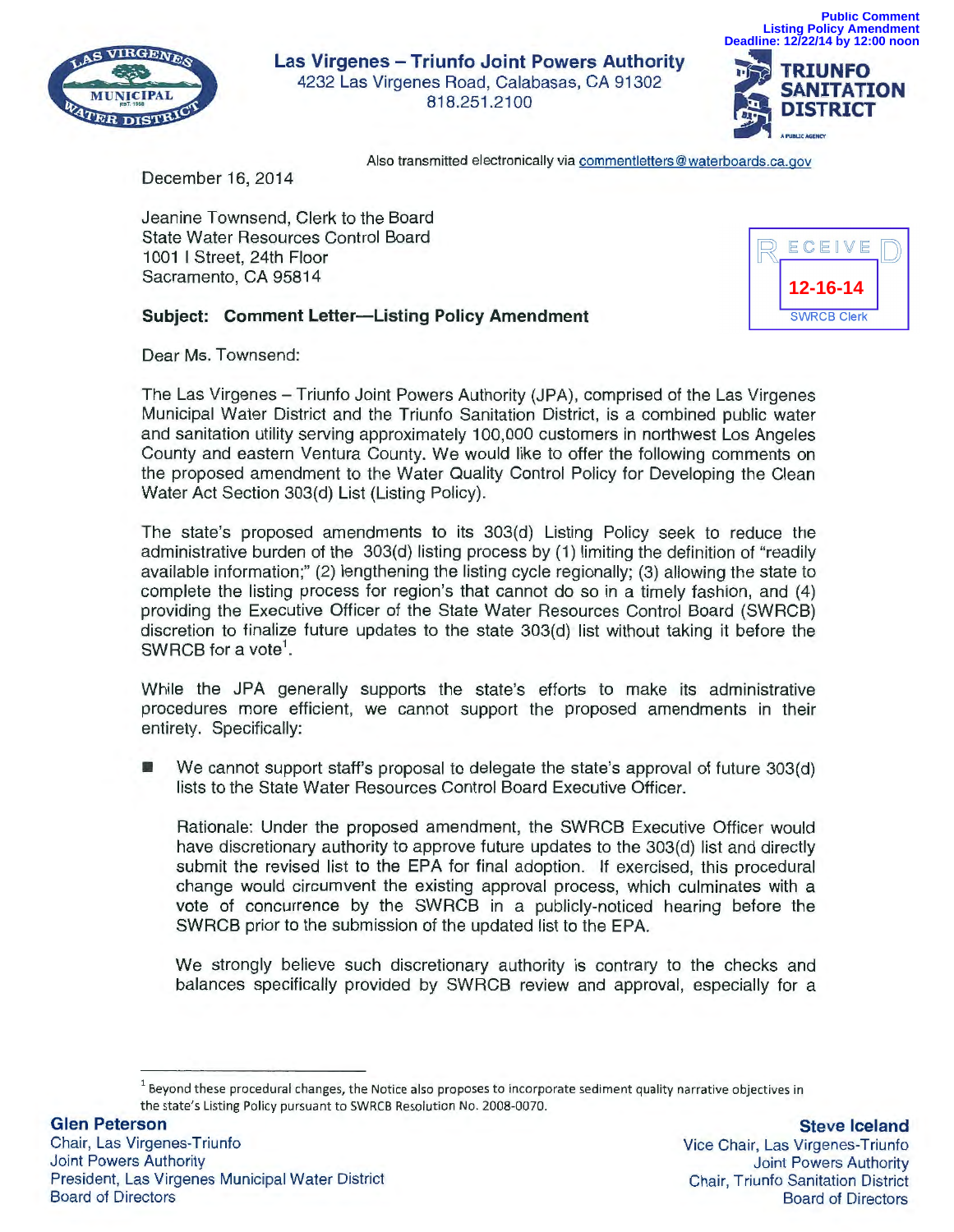Public Comment
Listing Policy Amendment
Deadline: 12/22/14 by 12:00 noon

**Las Virgenes – Triunfo Joint Powers Authority**
4232 Las Virgenes Road, Calabasas, CA 91302
818.251.2100

TRIUNFO SANITATION DISTRICT

Also transmitted electronically via commentletters@waterboards.ca.gov

December 16, 2014

RECEIVED
12-16-14
SWRCB Clerk

Jeanine Townsend, Clerk to the Board
State Water Resources Control Board
1001 I Street, 24th Floor
Sacramento, CA 95814

**Subject: Comment Letter—Listing Policy Amendment**

Dear Ms. Townsend:

The Las Virgenes – Triunfo Joint Powers Authority (JPA), comprised of the Las Virgenes Municipal Water District and the Triunfo Sanitation District, is a combined public water and sanitation utility serving approximately 100,000 customers in northwest Los Angeles County and eastern Ventura County. We would like to offer the following comments on the proposed amendment to the Water Quality Control Policy for Developing the Clean Water Act Section 303(d) List (Listing Policy).

The state's proposed amendments to its 303(d) Listing Policy seek to reduce the administrative burden of the 303(d) listing process by (1) limiting the definition of "readily available information;" (2) lengthening the listing cycle regionally; (3) allowing the state to complete the listing process for region's that cannot do so in a timely fashion, and (4) providing the Executive Officer of the State Water Resources Control Board (SWRCB) discretion to finalize future updates to the state 303(d) list without taking it before the SWRCB for a vote[1].

While the JPA generally supports the state's efforts to make its administrative procedures more efficient, we cannot support the proposed amendments in their entirety. Specifically:

- We cannot support staff's proposal to delegate the state's approval of future 303(d) lists to the State Water Resources Control Board Executive Officer.

  Rationale: Under the proposed amendment, the SWRCB Executive Officer would have discretionary authority to approve future updates to the 303(d) list and directly submit the revised list to the EPA for final adoption. If exercised, this procedural change would circumvent the existing approval process, which culminates with a vote of concurrence by the SWRCB in a publicly-noticed hearing before the SWRCB prior to the submission of the updated list to the EPA.

  We strongly believe such discretionary authority is contrary to the checks and balances specifically provided by SWRCB review and approval, especially for a

[1] Beyond these procedural changes, the Notice also proposes to incorporate sediment quality narrative objectives in the state's Listing Policy pursuant to SWRCB Resolution No. 2008-0070.

**Glen Peterson**
Chair, Las Virgenes-Triunfo
Joint Powers Authority
President, Las Virgenes Municipal Water District
Board of Directors

**Steve Iceland**
Vice Chair, Las Virgenes-Triunfo
Joint Powers Authority
Chair, Triunfo Sanitation District
Board of Directors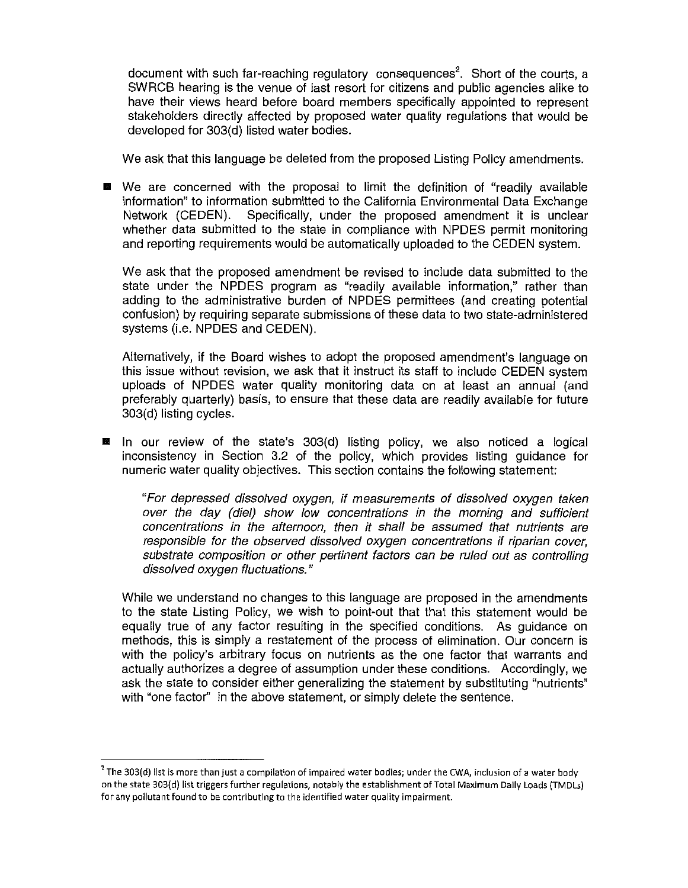document with such far-reaching regulatory consequences[2]. Short of the courts, a SWRCB hearing is the venue of last resort for citizens and public agencies alike to have their views heard before board members specifically appointed to represent stakeholders directly affected by proposed water quality regulations that would be developed for 303(d) listed water bodies.

We ask that this language be deleted from the proposed Listing Policy amendments.

- We are concerned with the proposal to limit the definition of "readily available information" to information submitted to the California Environmental Data Exchange Network (CEDEN). Specifically, under the proposed amendment it is unclear whether data submitted to the state in compliance with NPDES permit monitoring and reporting requirements would be automatically uploaded to the CEDEN system.

  We ask that the proposed amendment be revised to include data submitted to the state under the NPDES program as "readily available information," rather than adding to the administrative burden of NPDES permittees (and creating potential confusion) by requiring separate submissions of these data to two state-administered systems (i.e. NPDES and CEDEN).

  Alternatively, if the Board wishes to adopt the proposed amendment's language on this issue without revision, we ask that it instruct its staff to include CEDEN system uploads of NPDES water quality monitoring data on at least an annual (and preferably quarterly) basis, to ensure that these data are readily available for future 303(d) listing cycles.

- In our review of the state's 303(d) listing policy, we also noticed a logical inconsistency in Section 3.2 of the policy, which provides listing guidance for numeric water quality objectives. This section contains the following statement:

  > *"For depressed dissolved oxygen, if measurements of dissolved oxygen taken over the day (diel) show low concentrations in the morning and sufficient concentrations in the afternoon, then it shall be assumed that nutrients are responsible for the observed dissolved oxygen concentrations if riparian cover, substrate composition or other pertinent factors can be ruled out as controlling dissolved oxygen fluctuations."*

  While we understand no changes to this language are proposed in the amendments to the state Listing Policy, we wish to point-out that that this statement would be equally true of any factor resulting in the specified conditions. As guidance on methods, this is simply a restatement of the process of elimination. Our concern is with the policy's arbitrary focus on nutrients as the one factor that warrants and actually authorizes a degree of assumption under these conditions. Accordingly, we ask the state to consider either generalizing the statement by substituting "nutrients" with "one factor" in the above statement, or simply delete the sentence.

---

[2] The 303(d) list is more than just a compilation of impaired water bodies; under the CWA, inclusion of a water body on the state 303(d) list triggers further regulations, notably the establishment of Total Maximum Daily Loads (TMDLs) for any pollutant found to be contributing to the identified water quality impairment.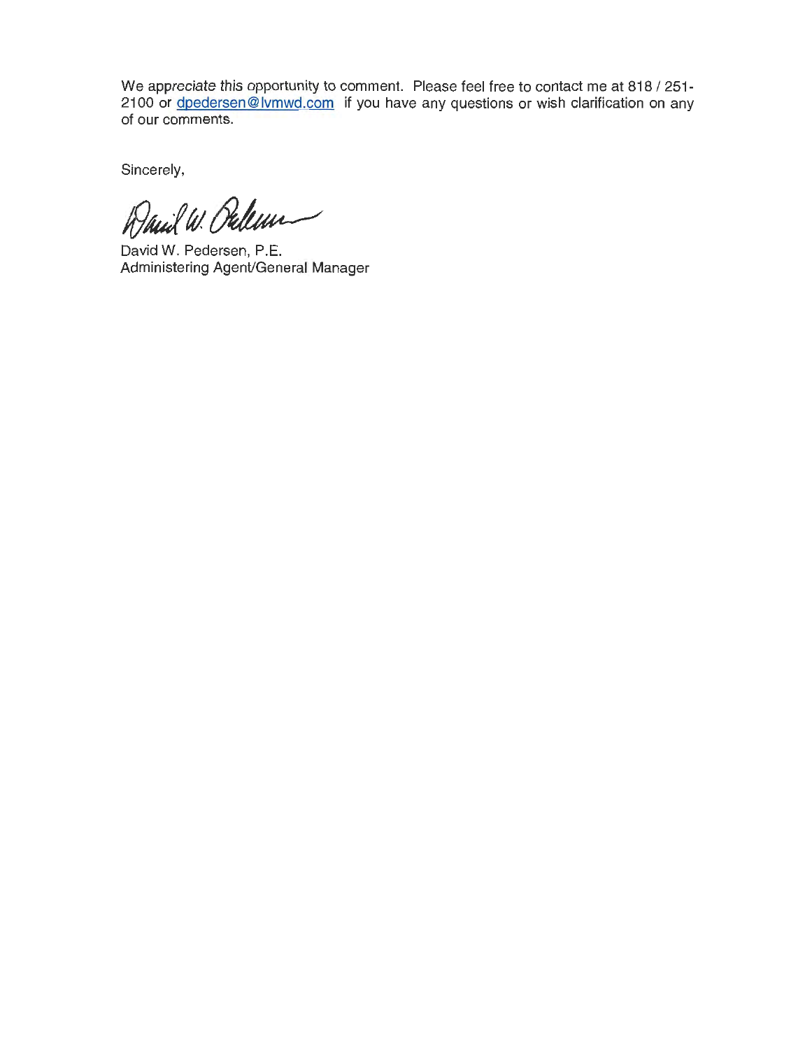We appreciate this opportunity to comment. Please feel free to contact me at 818 / 251-2100 or dpedersen@lvmwd.com if you have any questions or wish clarification on any of our comments.

Sincerely,

David W. Pedersen, P.E.
Administering Agent/General Manager